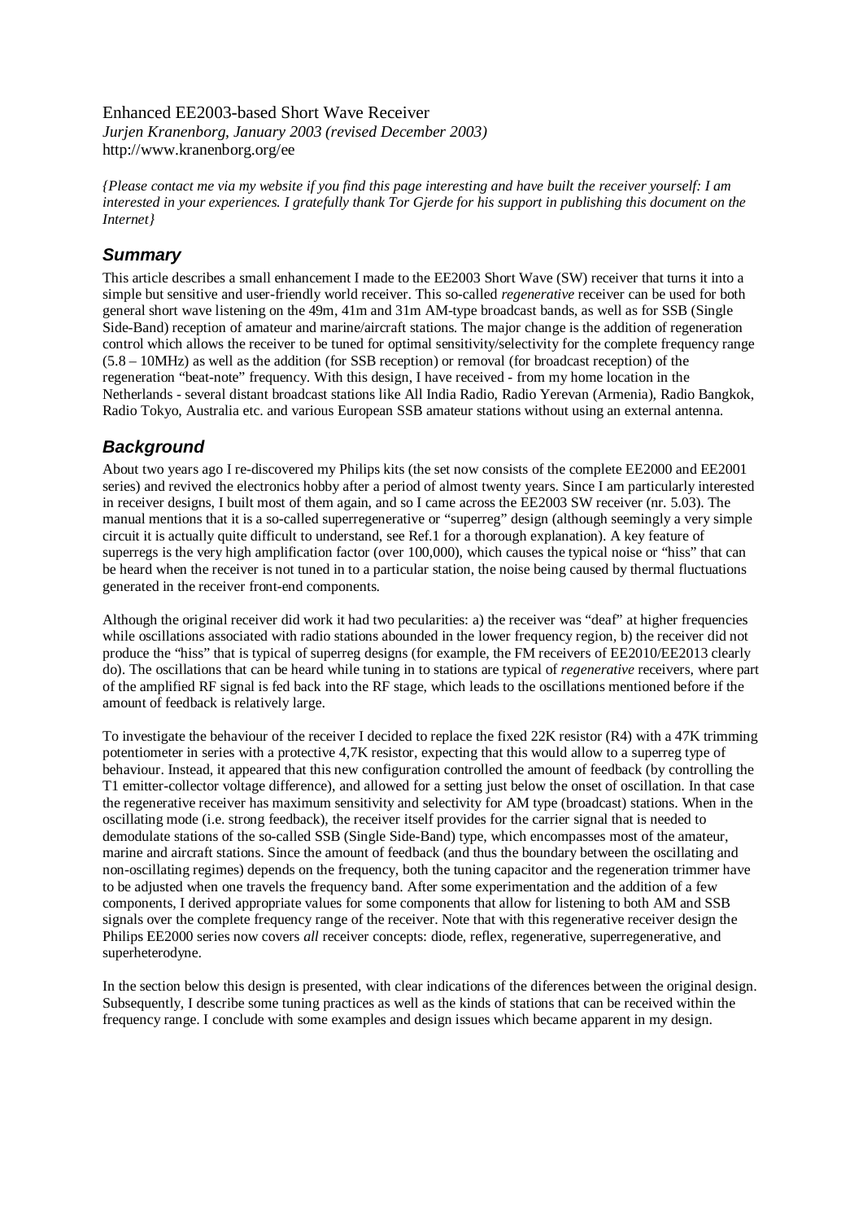Enhanced EE2003-based Short Wave Receiver

*Jurjen Kranenborg, January 2003 (revised December 2003)*

http://www.kranenborg.org/ee

*{Please contact me via my website if you find this page interesting and have built the receiver yourself: I am interested in your experiences. I gratefully thank Tor Gjerde for his support in publishing this document on the Internet}*

## Summary

This article describes a small enhancement I made to the EE2003 Short Wave (SW) receiver that turns it into a simple but sensitive and user-friendly world receiver. This so-called *regenerative* receiver can be used for both general short wave listening on the 49m, 41m and 31m AM-type broadcast bands, as well as for SSB (Single Side-Band) reception of amateur and marine/aircraft stations. The major change is the addition of regeneration control which allows the receiver to be tuned for optimal sensitivity/selectivity for the complete frequency range (5.8 – 10MHz) as well as the addition (for SSB reception) or removal (for broadcast reception) of the regeneration "beat-note" frequency. With this design, I have received - from my home location in the Netherlands - several distant broadcast stations like All India Radio, Radio Yerevan (Armenia), Radio Bangkok, Radio Tokyo, Australia etc. and various European SSB amateur stations without using an external antenna.

## Background

About two years ago I re-discovered my Philips kits (the set now consists of the complete EE2000 and EE2001 series) and revived the electronics hobby after a period of almost twenty years. Since I am particularly interested in receiver designs, I built most of them again, and so I came across the EE2003 SW receiver (nr. 5.03). The manual mentions that it is a so-called superregenerative or "superreg" design (although seemingly a very simple circuit it is actually quite difficult to understand, see Ref.1 for a thorough explanation). A key feature of superregs is the very high amplification factor (over 100,000), which causes the typical noise or "hiss" that can be heard when the receiver is not tuned in to a particular station, the noise being caused by thermal fluctuations generated in the receiver front-end components.

Although the original receiver did work it had two pecularities: a) the receiver was "deaf" at higher frequencies while oscillations associated with radio stations abounded in the lower frequency region, b) the receiver did not produce the "hiss" that is typical of superreg designs (for example, the FM receivers of EE2010/EE2013 clearly do). The oscillations that can be heard while tuning in to stations are typical of *regenerative* receivers, where part of the amplified RF signal is fed back into the RF stage, which leads to the oscillations mentioned before if the amount of feedback is relatively large.

To investigate the behaviour of the receiver I decided to replace the fixed 22K resistor (R4) with a 47K trimming potentiometer in series with a protective 4,7K resistor, expecting that this would allow to a superreg type of behaviour. Instead, it appeared that this new configuration controlled the amount of feedback (by controlling the T1 emitter-collector voltage difference), and allowed for a setting just below the onset of oscillation. In that case the regenerative receiver has maximum sensitivity and selectivity for AM type (broadcast) stations. When in the oscillating mode (i.e. strong feedback), the receiver itself provides for the carrier signal that is needed to demodulate stations of the so-called SSB (Single Side-Band) type, which encompasses most of the amateur, marine and aircraft stations. Since the amount of feedback (and thus the boundary between the oscillating and non-oscillating regimes) depends on the frequency, both the tuning capacitor and the regeneration trimmer have to be adjusted when one travels the frequency band. After some experimentation and the addition of a few components, I derived appropriate values for some components that allow for listening to both AM and SSB signals over the complete frequency range of the receiver. Note that with this regenerative receiver design the Philips EE2000 series now covers *all* receiver concepts: diode, reflex, regenerative, superregenerative, and superheterodyne.

In the section below this design is presented, with clear indications of the diferences between the original design. Subsequently, I describe some tuning practices as well as the kinds of stations that can be received within the frequency range. I conclude with some examples and design issues which became apparent in my design.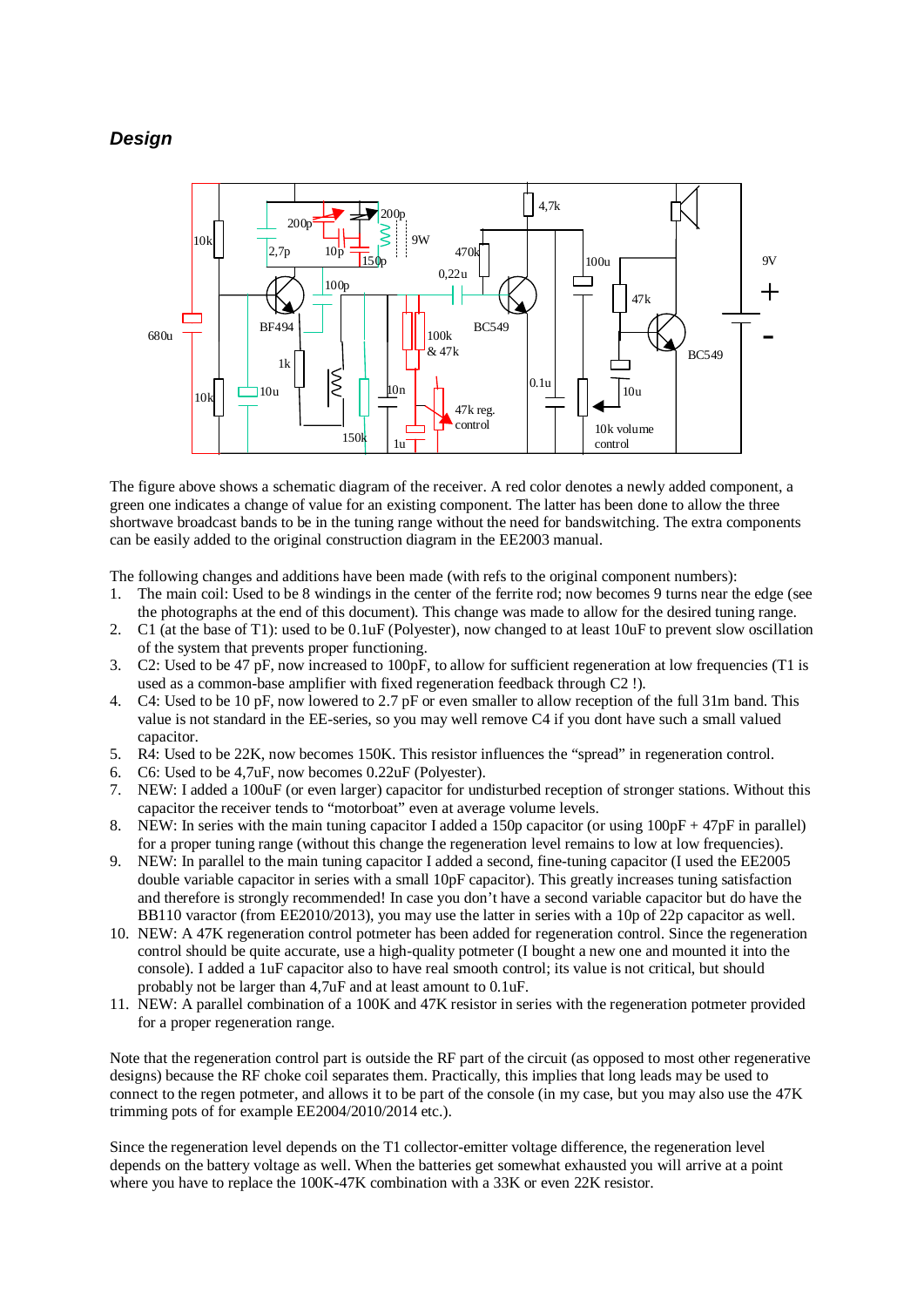## *Design*

The figure above shows a schematic diagram of the receiver. A red color denotes a newly added component, a green one indicates a change of value for an existing component. The latter has been done to allow the three shortwave broadcast bands to be in the tuning range without the need for bandswitching. The extra components can be easily added to the original construction diagram in the EE2003 manual.

The following changes and additions have been made (with refs to the original component numbers):

1. The main coil: Used to be 8 windings in the center of the ferrite rod; now becomes 9 turns near the edge (see the photographs at the end of this document). This change was made to allow for the desired tuning range.
2. C1 (at the base of T1): used to be 0.1uF (Polyester), now changed to at least 10uF to prevent slow oscillation of the system that prevents proper functioning.
3. C2: Used to be 47 pF, now increased to 100pF, to allow for sufficient regeneration at low frequencies (T1 is used as a common-base amplifier with fixed regeneration feedback through C2 !).
4. C4: Used to be 10 pF, now lowered to 2.7 pF or even smaller to allow reception of the full 31m band. This value is not standard in the EE-series, so you may well remove C4 if you dont have such a small valued capacitor.
5. R4: Used to be 22K, now becomes 150K. This resistor influences the “spread” in regeneration control.
6. C6: Used to be 4,7uF, now becomes 0.22uF (Polyester).
7. NEW: I added a 100uF (or even larger) capacitor for undisturbed reception of stronger stations. Without this capacitor the receiver tends to “motorboat” even at average volume levels.
8. NEW: In series with the main tuning capacitor I added a 150p capacitor (or using 100pF + 47pF in parallel) for a proper tuning range (without this change the regeneration level remains to low at low frequencies).
9. NEW: In parallel to the main tuning capacitor I added a second, fine-tuning capacitor (I used the EE2005 double variable capacitor in series with a small 10pF capacitor). This greatly increases tuning satisfaction and therefore is strongly recommended! In case you don’t have a second variable capacitor but do have the BB110 varactor (from EE2010/2013), you may use the latter in series with a 10p of 22p capacitor as well.
10. NEW: A 47K regeneration control potmeter has been added for regeneration control. Since the regeneration control should be quite accurate, use a high-quality potmeter (I bought a new one and mounted it into the console). I added a 1uF capacitor also to have real smooth control; its value is not critical, but should probably not be larger than 4,7uF and at least amount to 0.1uF.
11. NEW: A parallel combination of a 100K and 47K resistor in series with the regeneration potmeter provided for a proper regeneration range.

Note that the regeneration control part is outside the RF part of the circuit (as opposed to most other regenerative designs) because the RF choke coil separates them. Practically, this implies that long leads may be used to connect to the regen potmeter, and allows it to be part of the console (in my case, but you may also use the 47K trimming pots of for example EE2004/2010/2014 etc.).

Since the regeneration level depends on the T1 collector-emitter voltage difference, the regeneration level depends on the battery voltage as well. When the batteries get somewhat exhausted you will arrive at a point where you have to replace the 100K-47K combination with a 33K or even 22K resistor.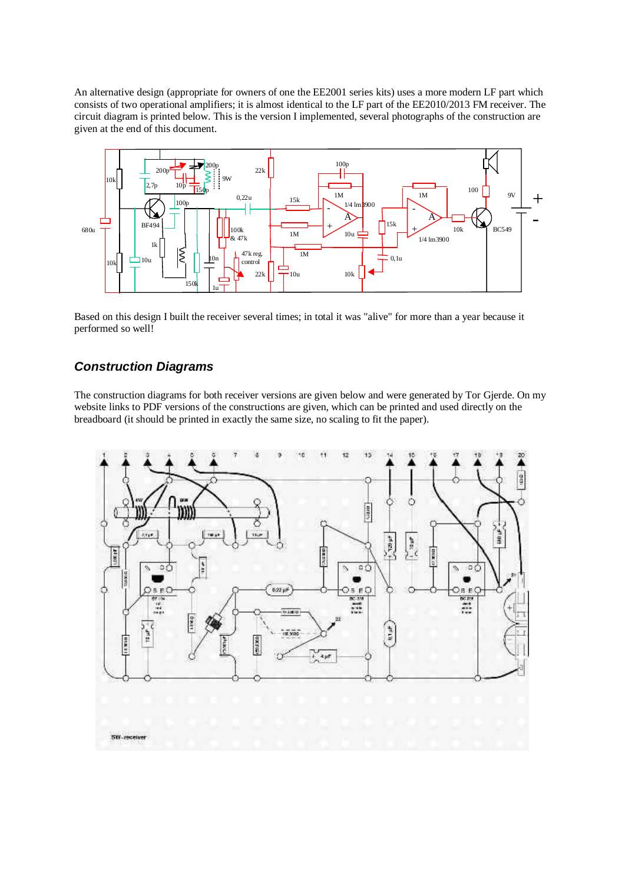An alternative design (appropriate for owners of one the EE2001 series kits) uses a more modern LF part which consists of two operational amplifiers; it is almost identical to the LF part of the EE2010/2013 FM receiver. The circuit diagram is printed below. This is the version I implemented, several photographs of the construction are given at the end of this document.

Based on this design I built the receiver several times; in total it was "alive" for more than a year because it performed so well!

## *Construction Diagrams*

The construction diagrams for both receiver versions are given below and were generated by Tor Gjerde. On my website links to PDF versions of the constructions are given, which can be printed and used directly on the breadboard (it should be printed in exactly the same size, no scaling to fit the paper).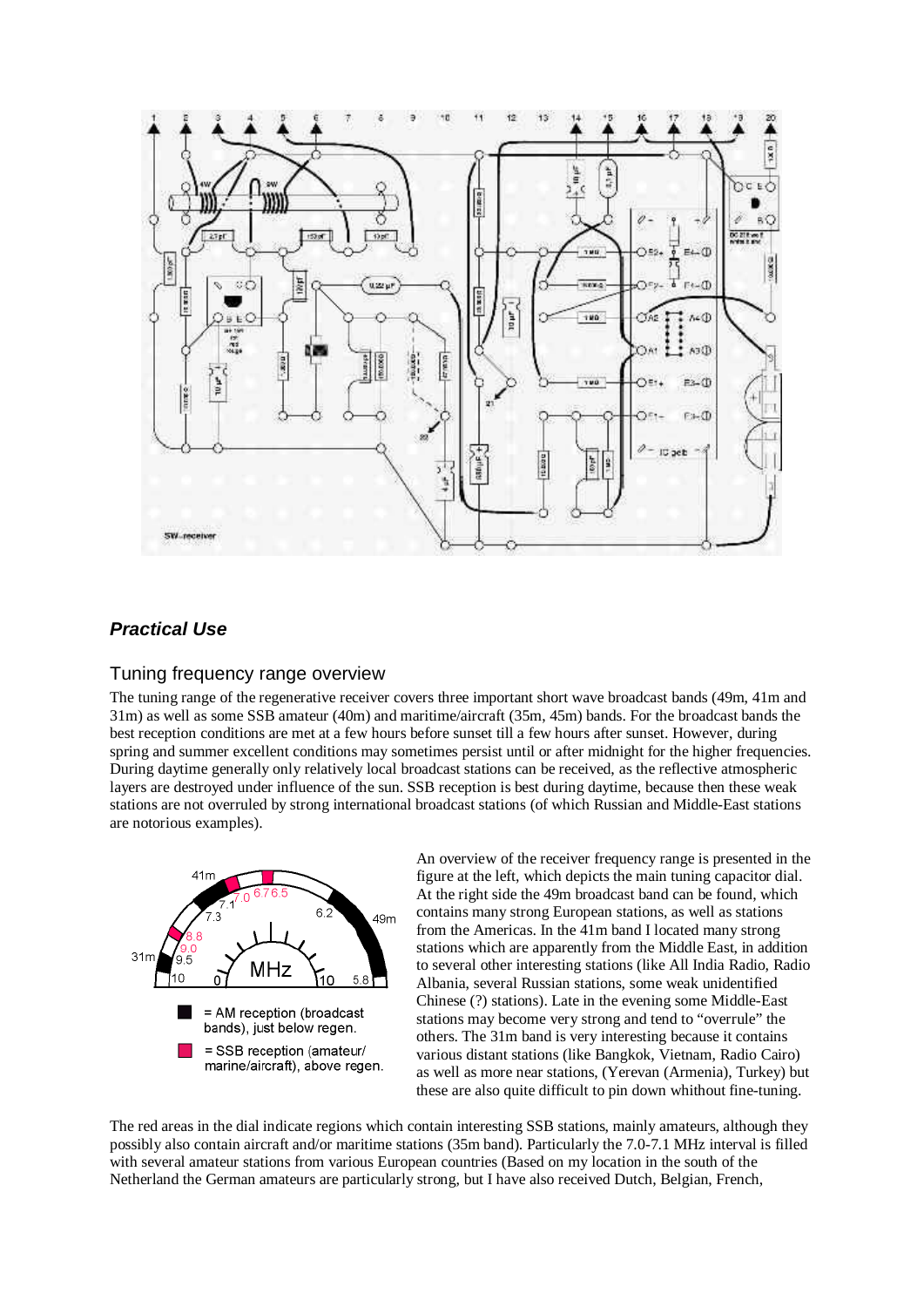## *Practical Use*

### Tuning frequency range overview

The tuning range of the regenerative receiver covers three important short wave broadcast bands (49m, 41m and 31m) as well as some SSB amateur (40m) and maritime/aircraft (35m, 45m) bands. For the broadcast bands the best reception conditions are met at a few hours before sunset till a few hours after sunset. However, during spring and summer excellent conditions may sometimes persist until or after midnight for the higher frequencies. During daytime generally only relatively local broadcast stations can be received, as the reflective atmospheric layers are destroyed under influence of the sun. SSB reception is best during daytime, because then these weak stations are not overruled by strong international broadcast stations (of which Russian and Middle-East stations are notorious examples).

An overview of the receiver frequency range is presented in the figure at the left, which depicts the main tuning capacitor dial. At the right side the 49m broadcast band can be found, which contains many strong European stations, as well as stations from the Americas. In the 41m band I located many strong stations which are apparently from the Middle East, in addition to several other interesting stations (like All India Radio, Radio Albania, several Russian stations, some weak unidentified Chinese (?) stations). Late in the evening some Middle-East stations may become very strong and tend to "overrule" the others. The 31m band is very interesting because it contains various distant stations (like Bangkok, Vietnam, Radio Cairo) as well as more near stations, (Yerevan (Armenia), Turkey) but these are also quite difficult to pin down whithout fine-tuning.

The red areas in the dial indicate regions which contain interesting SSB stations, mainly amateurs, although they possibly also contain aircraft and/or maritime stations (35m band). Particularly the 7.0-7.1 MHz interval is filled with several amateur stations from various European countries (Based on my location in the south of the Netherland the German amateurs are particularly strong, but I have also received Dutch, Belgian, French,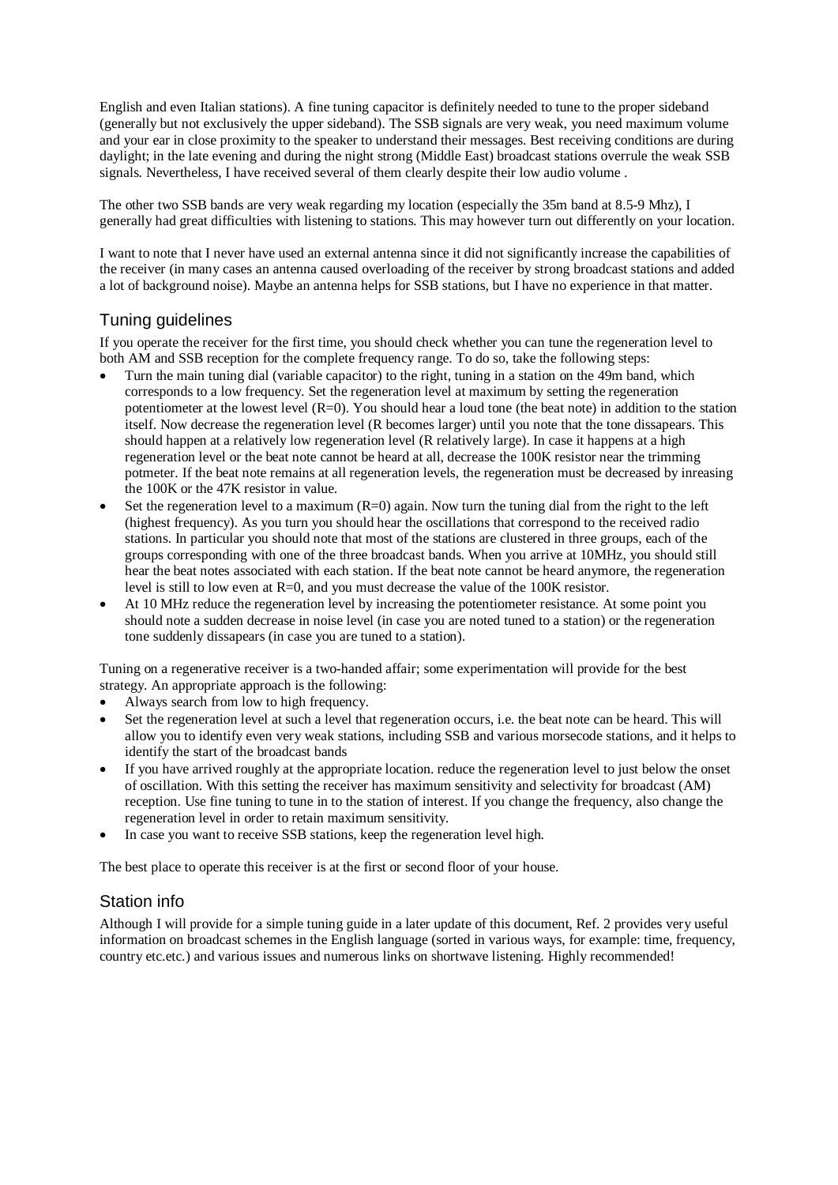English and even Italian stations). A fine tuning capacitor is definitely needed to tune to the proper sideband (generally but not exclusively the upper sideband). The SSB signals are very weak, you need maximum volume and your ear in close proximity to the speaker to understand their messages. Best receiving conditions are during daylight; in the late evening and during the night strong (Middle East) broadcast stations overrule the weak SSB signals. Nevertheless, I have received several of them clearly despite their low audio volume .

The other two SSB bands are very weak regarding my location (especially the 35m band at 8.5-9 Mhz), I generally had great difficulties with listening to stations. This may however turn out differently on your location.

I want to note that I never have used an external antenna since it did not significantly increase the capabilities of the receiver (in many cases an antenna caused overloading of the receiver by strong broadcast stations and added a lot of background noise). Maybe an antenna helps for SSB stations, but I have no experience in that matter.

## Tuning guidelines

If you operate the receiver for the first time, you should check whether you can tune the regeneration level to both AM and SSB reception for the complete frequency range. To do so, take the following steps:

- Turn the main tuning dial (variable capacitor) to the right, tuning in a station on the 49m band, which corresponds to a low frequency. Set the regeneration level at maximum by setting the regeneration potentiometer at the lowest level (R=0). You should hear a loud tone (the beat note) in addition to the station itself. Now decrease the regeneration level (R becomes larger) until you note that the tone dissapears. This should happen at a relatively low regeneration level (R relatively large). In case it happens at a high regeneration level or the beat note cannot be heard at all, decrease the 100K resistor near the trimming potmeter. If the beat note remains at all regeneration levels, the regeneration must be decreased by inreasing the 100K or the 47K resistor in value.
- Set the regeneration level to a maximum (R=0) again. Now turn the tuning dial from the right to the left (highest frequency). As you turn you should hear the oscillations that correspond to the received radio stations. In particular you should note that most of the stations are clustered in three groups, each of the groups corresponding with one of the three broadcast bands. When you arrive at 10MHz, you should still hear the beat notes associated with each station. If the beat note cannot be heard anymore, the regeneration level is still to low even at R=0, and you must decrease the value of the 100K resistor.
- At 10 MHz reduce the regeneration level by increasing the potentiometer resistance. At some point you should note a sudden decrease in noise level (in case you are noted tuned to a station) or the regeneration tone suddenly dissapears (in case you are tuned to a station).

Tuning on a regenerative receiver is a two-handed affair; some experimentation will provide for the best strategy. An appropriate approach is the following:

- Always search from low to high frequency.
- Set the regeneration level at such a level that regeneration occurs, i.e. the beat note can be heard. This will allow you to identify even very weak stations, including SSB and various morsecode stations, and it helps to identify the start of the broadcast bands
- If you have arrived roughly at the appropriate location. reduce the regeneration level to just below the onset of oscillation. With this setting the receiver has maximum sensitivity and selectivity for broadcast (AM) reception. Use fine tuning to tune in to the station of interest. If you change the frequency, also change the regeneration level in order to retain maximum sensitivity.
- In case you want to receive SSB stations, keep the regeneration level high.

The best place to operate this receiver is at the first or second floor of your house.

## Station info

Although I will provide for a simple tuning guide in a later update of this document, Ref. 2 provides very useful information on broadcast schemes in the English language (sorted in various ways, for example: time, frequency, country etc.etc.) and various issues and numerous links on shortwave listening. Highly recommended!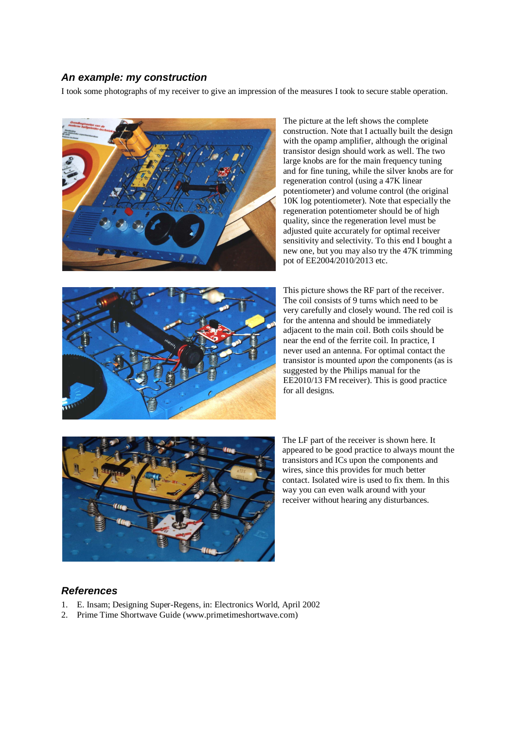### An example: my construction

I took some photographs of my receiver to give an impression of the measures I took to secure stable operation.

The picture at the left shows the complete construction. Note that I actually built the design with the opamp amplifier, although the original transistor design should work as well. The two large knobs are for the main frequency tuning and for fine tuning, while the silver knobs are for regeneration control (using a 47K linear potentiometer) and volume control (the original 10K log potentiometer). Note that especially the regeneration potentiometer should be of high quality, since the regeneration level must be adjusted quite accurately for optimal receiver sensitivity and selectivity. To this end I bought a new one, but you may also try the 47K trimming pot of EE2004/2010/2013 etc.

This picture shows the RF part of the receiver. The coil consists of 9 turns which need to be very carefully and closely wound. The red coil is for the antenna and should be immediately adjacent to the main coil. Both coils should be near the end of the ferrite coil. In practice, I never used an antenna. For optimal contact the transistor is mounted *upon* the components (as is suggested by the Philips manual for the EE2010/13 FM receiver). This is good practice for all designs.

The LF part of the receiver is shown here. It appeared to be good practice to always mount the transistors and ICs upon the components and wires, since this provides for much better contact. Isolated wire is used to fix them. In this way you can even walk around with your receiver without hearing any disturbances.

### References

1. E. Insam; Designing Super-Regens, in: Electronics World, April 2002
2. Prime Time Shortwave Guide (www.primetimeshortwave.com)